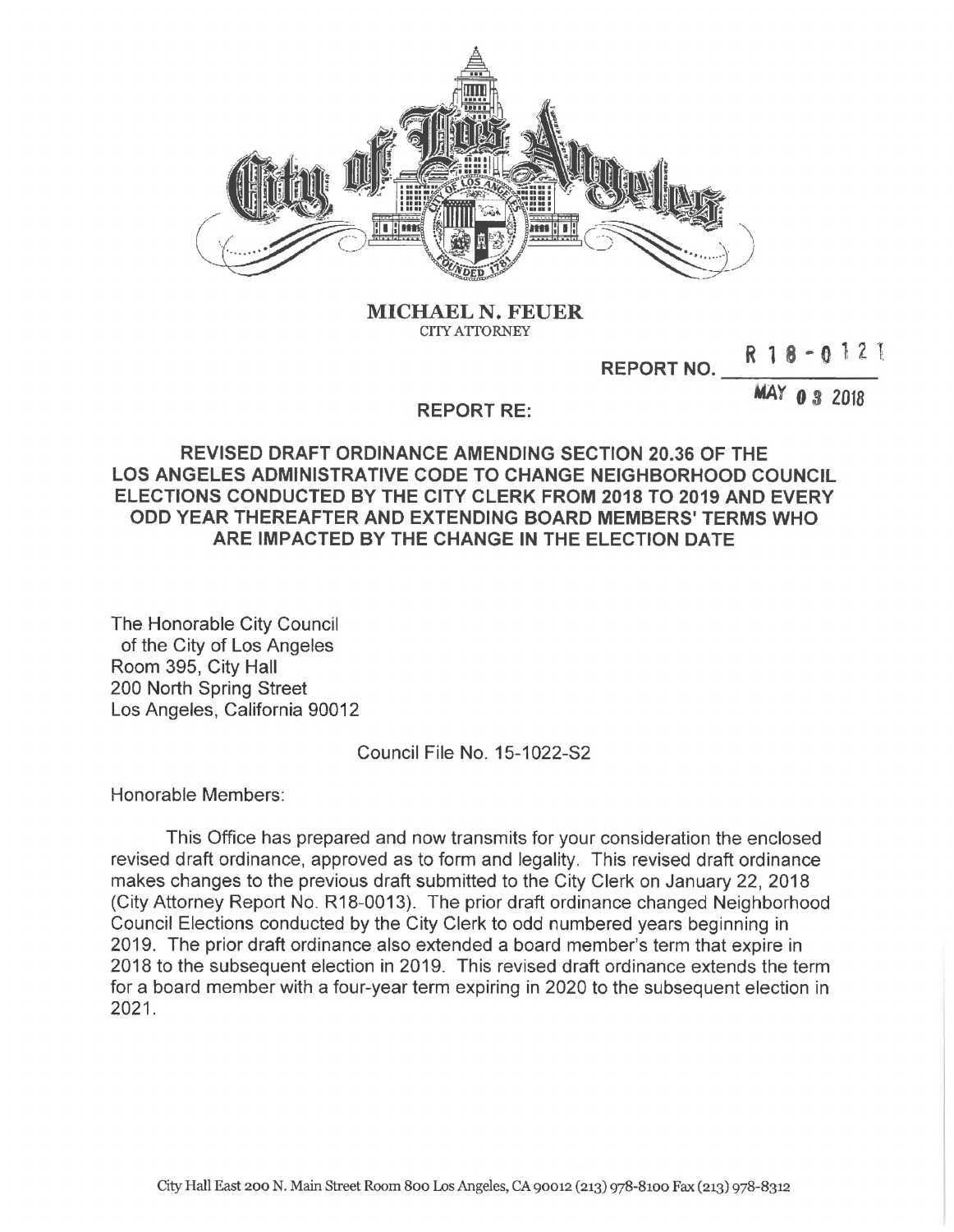**MICHAEL N. FEUER**
CITY ATTORNEY

REPORT NO. R 1 8 - 0 1 2 1

MAY 0 3 2018

REPORT RE:

## REVISED DRAFT ORDINANCE AMENDING SECTION 20.36 OF THE LOS ANGELES ADMINISTRATIVE CODE TO CHANGE NEIGHBORHOOD COUNCIL ELECTIONS CONDUCTED BY THE CITY CLERK FROM 2018 TO 2019 AND EVERY ODD YEAR THEREAFTER AND EXTENDING BOARD MEMBERS' TERMS WHO ARE IMPACTED BY THE CHANGE IN THE ELECTION DATE

The Honorable City Council
of the City of Los Angeles
Room 395, City Hall
200 North Spring Street
Los Angeles, California 90012

Council File No. 15-1022-S2

Honorable Members:

This Office has prepared and now transmits for your consideration the enclosed revised draft ordinance, approved as to form and legality. This revised draft ordinance makes changes to the previous draft submitted to the City Clerk on January 22, 2018 (City Attorney Report No. R18-0013). The prior draft ordinance changed Neighborhood Council Elections conducted by the City Clerk to odd numbered years beginning in 2019. The prior draft ordinance also extended a board member's term that expire in 2018 to the subsequent election in 2019. This revised draft ordinance extends the term for a board member with a four-year term expiring in 2020 to the subsequent election in 2021.

City Hall East 200 N. Main Street Room 800 Los Angeles, CA 90012 (213) 978-8100 Fax (213) 978-8312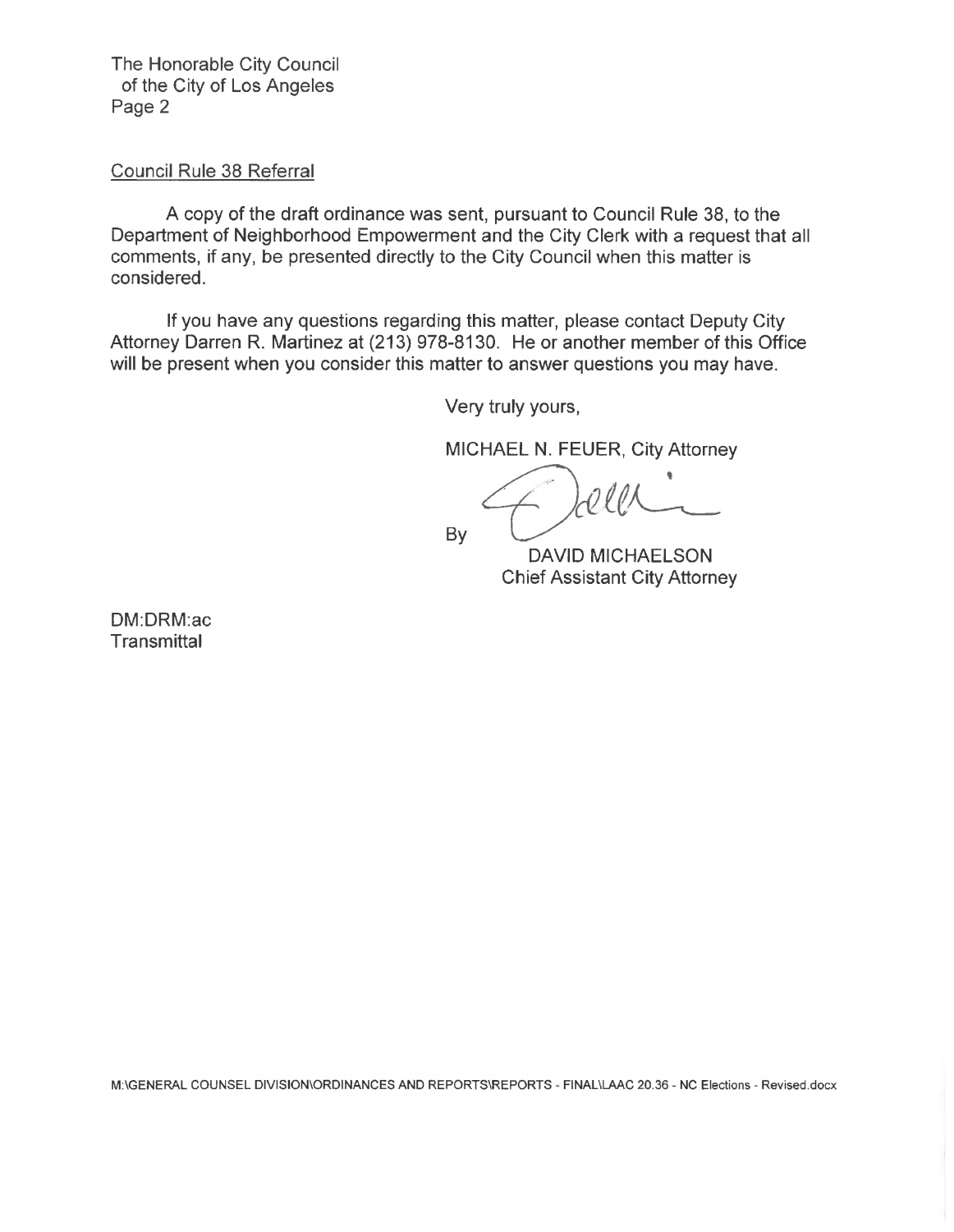The Honorable City Council
of the City of Los Angeles
Page 2

Council Rule 38 Referral

A copy of the draft ordinance was sent, pursuant to Council Rule 38, to the Department of Neighborhood Empowerment and the City Clerk with a request that all comments, if any, be presented directly to the City Council when this matter is considered.

If you have any questions regarding this matter, please contact Deputy City Attorney Darren R. Martinez at (213) 978-8130. He or another member of this Office will be present when you consider this matter to answer questions you may have.

Very truly yours,

MICHAEL N. FEUER, City Attorney

By

DAVID MICHAELSON
Chief Assistant City Attorney

DM:DRM:ac
Transmittal

M:\GENERAL COUNSEL DIVISION\ORDINANCES AND REPORTS\REPORTS - FINAL\LAAC 20.36 - NC Elections - Revised.docx